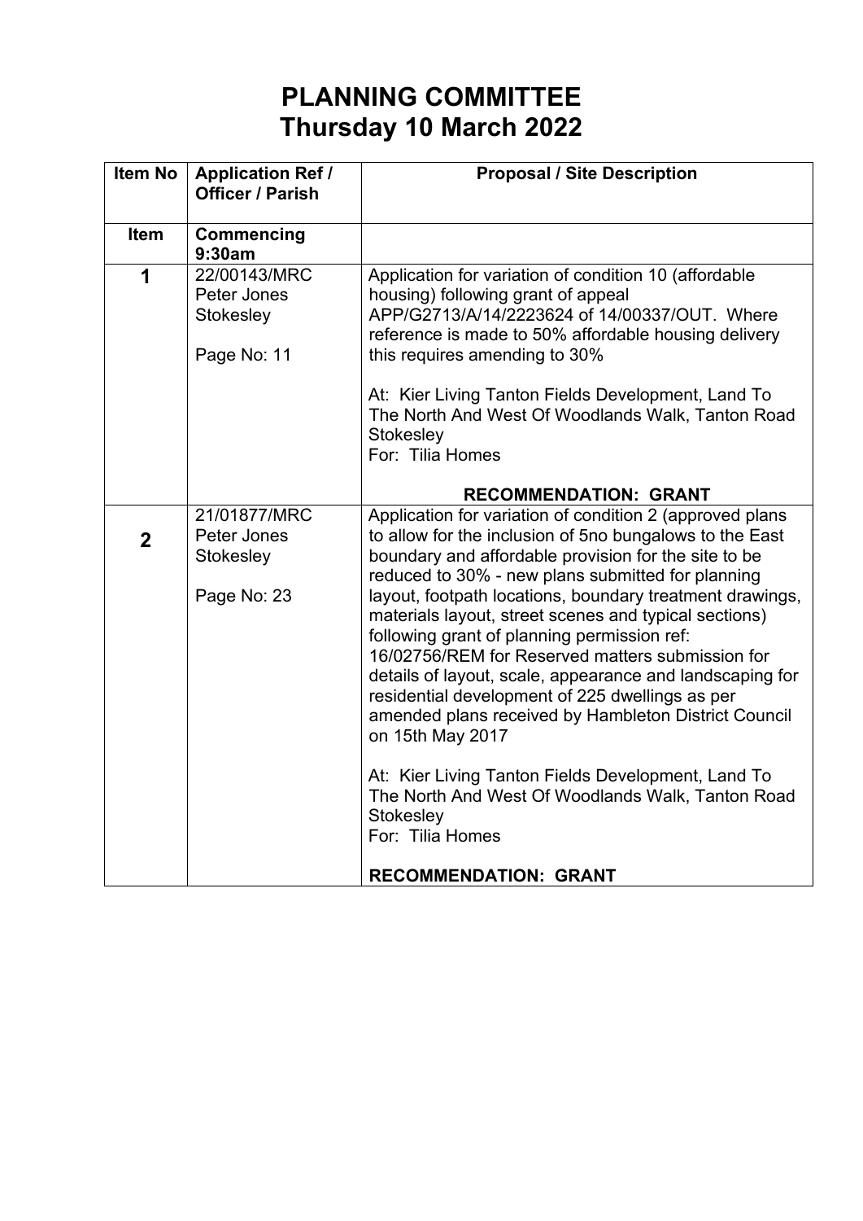# PLANNING COMMITTEE
# Thursday 10 March 2022

| Item No | Application Ref / Officer / Parish | Proposal / Site Description |
|---|---|---|
| **Item** | **Commencing 9:30am** | |
| **1** | 22/00143/MRC<br>Peter Jones<br>Stokesley<br><br>Page No: 11 | Application for variation of condition 10 (affordable housing) following grant of appeal APP/G2713/A/14/2223624 of 14/00337/OUT. Where reference is made to 50% affordable housing delivery this requires amending to 30%<br><br>At: Kier Living Tanton Fields Development, Land To The North And West Of Woodlands Walk, Tanton Road Stokesley<br>For: Tilia Homes<br><br>**RECOMMENDATION: GRANT** |
| **2** | 21/01877/MRC<br>Peter Jones<br>Stokesley<br><br>Page No: 23 | Application for variation of condition 2 (approved plans to allow for the inclusion of 5no bungalows to the East boundary and affordable provision for the site to be reduced to 30% - new plans submitted for planning layout, footpath locations, boundary treatment drawings, materials layout, street scenes and typical sections) following grant of planning permission ref: 16/02756/REM for Reserved matters submission for details of layout, scale, appearance and landscaping for residential development of 225 dwellings as per amended plans received by Hambleton District Council on 15th May 2017<br><br>At: Kier Living Tanton Fields Development, Land To The North And West Of Woodlands Walk, Tanton Road Stokesley<br>For: Tilia Homes<br><br>**RECOMMENDATION: GRANT** |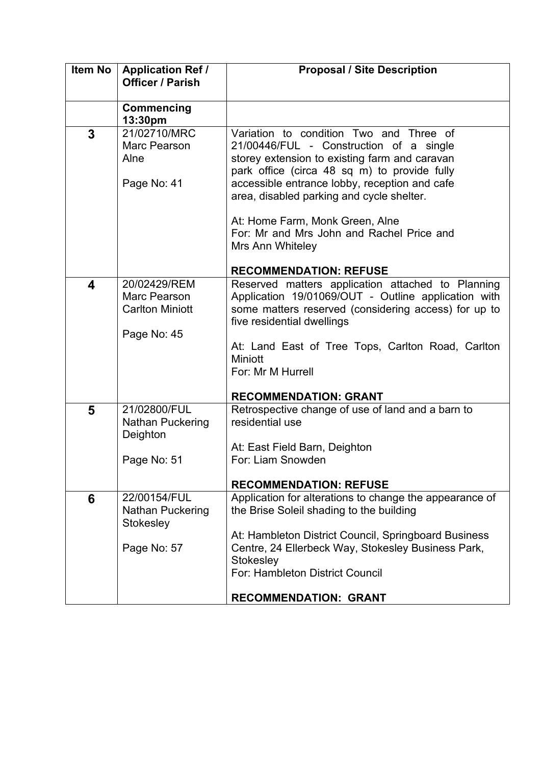| Item No | Application Ref / Officer / Parish | Proposal / Site Description |
|---|---|---|
| | **Commencing 13:30pm** | |
| **3** | 21/02710/MRC<br>Marc Pearson<br>Alne<br><br>Page No: 41 | Variation to condition Two and Three of 21/00446/FUL - Construction of a single storey extension to existing farm and caravan park office (circa 48 sq m) to provide fully accessible entrance lobby, reception and cafe area, disabled parking and cycle shelter.<br><br>At: Home Farm, Monk Green, Alne<br>For: Mr and Mrs John and Rachel Price and Mrs Ann Whiteley<br><br>**RECOMMENDATION: REFUSE** |
| **4** | 20/02429/REM<br>Marc Pearson<br>Carlton Miniott<br><br>Page No: 45 | Reserved matters application attached to Planning Application 19/01069/OUT - Outline application with some matters reserved (considering access) for up to five residential dwellings<br><br>At: Land East of Tree Tops, Carlton Road, Carlton Miniott<br>For: Mr M Hurrell<br><br>**RECOMMENDATION: GRANT** |
| **5** | 21/02800/FUL<br>Nathan Puckering<br>Deighton<br><br>Page No: 51 | Retrospective change of use of land and a barn to residential use<br><br>At: East Field Barn, Deighton<br>For: Liam Snowden<br><br>**RECOMMENDATION: REFUSE** |
| **6** | 22/00154/FUL<br>Nathan Puckering<br>Stokesley<br><br>Page No: 57 | Application for alterations to change the appearance of the Brise Soleil shading to the building<br><br>At: Hambleton District Council, Springboard Business Centre, 24 Ellerbeck Way, Stokesley Business Park, Stokesley<br>For: Hambleton District Council<br><br>**RECOMMENDATION: GRANT** |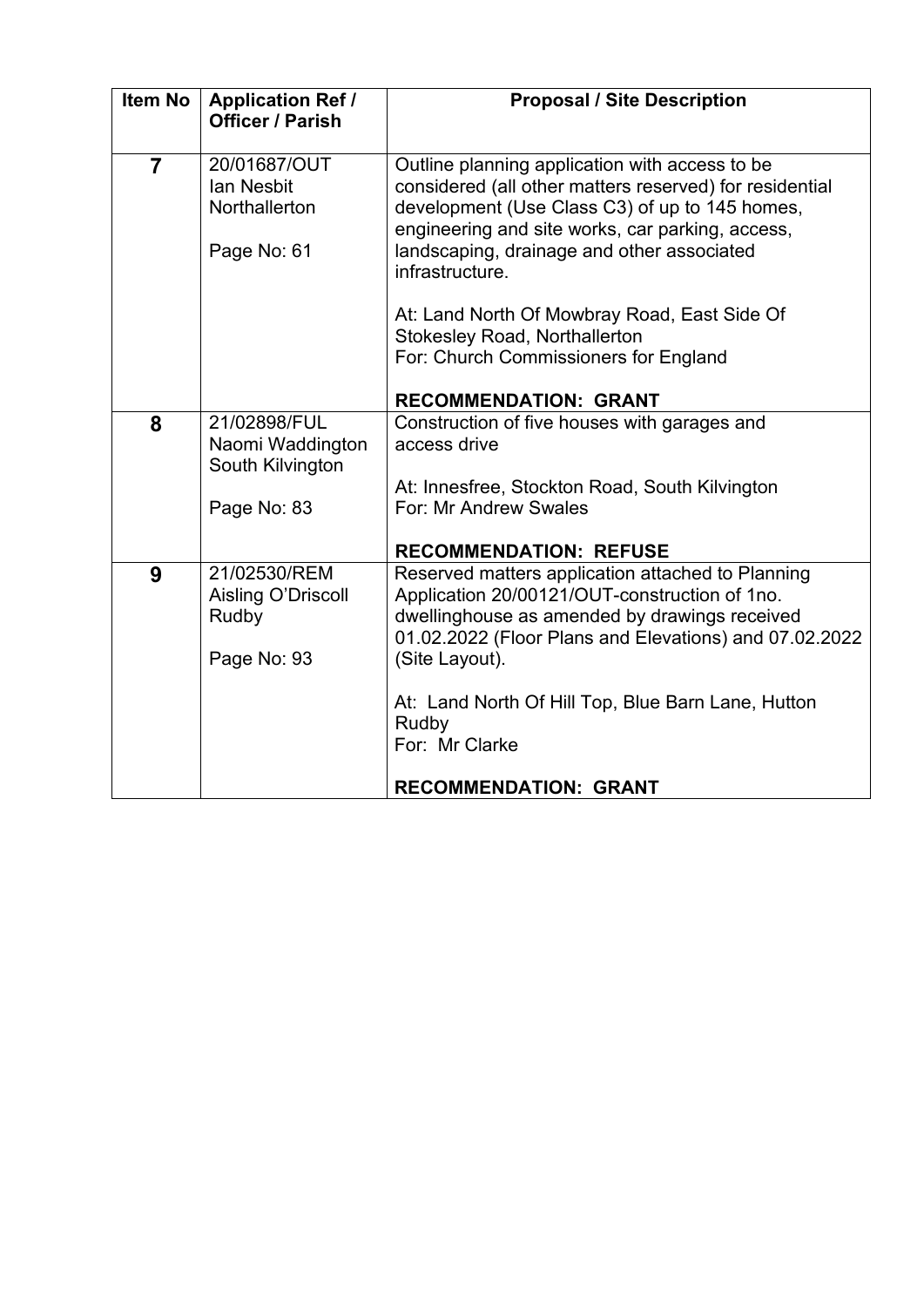| Item No | Application Ref / Officer / Parish | Proposal / Site Description |
|---|---|---|
| **7** | 20/01687/OUT<br>Ian Nesbit<br>Northallerton<br><br>Page No: 61 | Outline planning application with access to be considered (all other matters reserved) for residential development (Use Class C3) of up to 145 homes, engineering and site works, car parking, access, landscaping, drainage and other associated infrastructure.<br><br>At: Land North Of Mowbray Road, East Side Of Stokesley Road, Northallerton<br>For: Church Commissioners for England<br><br>**RECOMMENDATION: GRANT** |
| **8** | 21/02898/FUL<br>Naomi Waddington<br>South Kilvington<br><br>Page No: 83 | Construction of five houses with garages and access drive<br><br>At: Innesfree, Stockton Road, South Kilvington<br>For: Mr Andrew Swales<br><br>**RECOMMENDATION: REFUSE** |
| **9** | 21/02530/REM<br>Aisling O'Driscoll<br>Rudby<br><br>Page No: 93 | Reserved matters application attached to Planning Application 20/00121/OUT-construction of 1no. dwellinghouse as amended by drawings received 01.02.2022 (Floor Plans and Elevations) and 07.02.2022 (Site Layout).<br><br>At: Land North Of Hill Top, Blue Barn Lane, Hutton Rudby<br>For: Mr Clarke<br><br>**RECOMMENDATION: GRANT** |